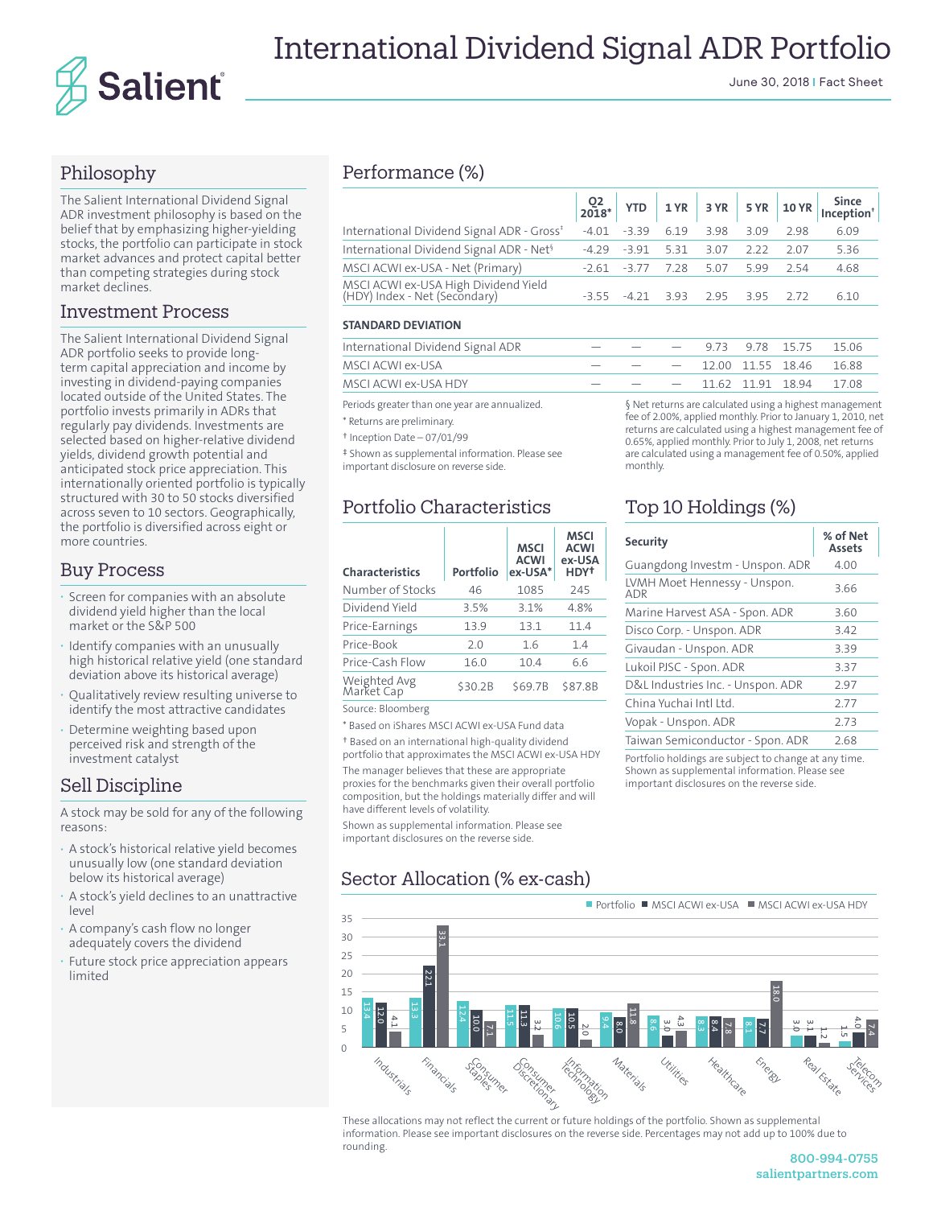# International Dividend Signal ADR Portfolio

June 30, 2018 | Fact Sheet

## Philosophy

The Salient International Dividend Signal ADR investment philosophy is based on the belief that by emphasizing higher-yielding stocks, the portfolio can participate in stock market advances and protect capital better than competing strategies during stock market declines.

## Investment Process

The Salient International Dividend Signal ADR portfolio seeks to provide long-term capital appreciation and income by investing in dividend-paying companies located outside of the United States. The portfolio invests primarily in ADRs that regularly pay dividends. Investments are selected based on higher-relative dividend yields, dividend growth potential and anticipated stock price appreciation. This internationally oriented portfolio is typically structured with 30 to 50 stocks diversified across seven to 10 sectors. Geographically, the portfolio is diversified across eight or more countries.

## Buy Process

- Screen for companies with an absolute dividend yield higher than the local market or the S&P 500
- Identify companies with an unusually high historical relative yield (one standard deviation above its historical average)
- Qualitatively review resulting universe to identify the most attractive candidates
- Determine weighting based upon perceived risk and strength of the investment catalyst

## Sell Discipline

A stock may be sold for any of the following reasons:

- A stock's historical relative yield becomes unusually low (one standard deviation below its historical average)
- A stock's yield declines to an unattractive level
- A company's cash flow no longer adequately covers the dividend
- Future stock price appreciation appears limited

## Performance (%)

| | Q2 2018* | YTD | 1 YR | 3 YR | 5 YR | 10 YR | Since Inception† |
|---|---|---|---|---|---|---|---|
| International Dividend Signal ADR - Gross‡ | -4.01 | -3.39 | 6.19 | 3.98 | 3.09 | 2.98 | 6.09 |
| International Dividend Signal ADR - Net§ | -4.29 | -3.91 | 5.31 | 3.07 | 2.22 | 2.07 | 5.36 |
| MSCI ACWI ex-USA - Net (Primary) | -2.61 | -3.77 | 7.28 | 5.07 | 5.99 | 2.54 | 4.68 |
| MSCI ACWI ex-USA High Dividend Yield (HDY) Index - Net (Secondary) | -3.55 | -4.21 | 3.93 | 2.95 | 3.95 | 2.72 | 6.10 |
| **STANDARD DEVIATION** | | | | | | | |
| International Dividend Signal ADR | — | — | — | 9.73 | 9.78 | 15.75 | 15.06 |
| MSCI ACWI ex-USA | — | — | — | 12.00 | 11.55 | 18.46 | 16.88 |
| MSCI ACWI ex-USA HDY | — | — | — | 11.62 | 11.91 | 18.94 | 17.08 |

Periods greater than one year are annualized.

\* Returns are preliminary.

† Inception Date – 07/01/99

‡ Shown as supplemental information. Please see important disclosure on reverse side.

§ Net returns are calculated using a highest management fee of 2.00%, applied monthly. Prior to January 1, 2010, net returns are calculated using a highest management fee of 0.65%, applied monthly. Prior to July 1, 2008, net returns are calculated using a management fee of 0.50%, applied monthly.

## Portfolio Characteristics

| Characteristics | Portfolio | MSCI ACWI ex-USA* | MSCI ACWI ex-USA HDY† |
|---|---|---|---|
| Number of Stocks | 46 | 1085 | 245 |
| Dividend Yield | 3.5% | 3.1% | 4.8% |
| Price-Earnings | 13.9 | 13.1 | 11.4 |
| Price-Book | 2.0 | 1.6 | 1.4 |
| Price-Cash Flow | 16.0 | 10.4 | 6.6 |
| Weighted Avg Market Cap | $30.2B | $69.7B | $87.8B |

Source: Bloomberg

\* Based on iShares MSCI ACWI ex-USA Fund data

† Based on an international high-quality dividend portfolio that approximates the MSCI ACWI ex-USA HDY

The manager believes that these are appropriate proxies for the benchmarks given their overall portfolio composition, but the holdings materially differ and will have different levels of volatility.

Shown as supplemental information. Please see important disclosures on the reverse side.

## Top 10 Holdings (%)

| Security | % of Net Assets |
|---|---|
| Guangdong Investm - Unspon. ADR | 4.00 |
| LVMH Moet Hennessy - Unspon. ADR | 3.66 |
| Marine Harvest ASA - Spon. ADR | 3.60 |
| Disco Corp. - Unspon. ADR | 3.42 |
| Givaudan - Unspon. ADR | 3.39 |
| Lukoil PJSC - Spon. ADR | 3.37 |
| D&L Industries Inc. - Unspon. ADR | 2.97 |
| China Yuchai Intl Ltd. | 2.77 |
| Vopak - Unspon. ADR | 2.73 |
| Taiwan Semiconductor - Spon. ADR | 2.68 |

Portfolio holdings are subject to change at any time. Shown as supplemental information. Please see important disclosures on the reverse side.

## Sector Allocation (% ex-cash)

| Sector | Portfolio | MSCI ACWI ex-USA | MSCI ACWI ex-USA HDY |
|---|---|---|---|
| Industrials | 13.4 | 12.0 | 4.1 |
| Financials | 13.3 | 22.1 | 33.1 |
| Consumer Staples | 12.4 | 10.0 | 7.1 |
| Consumer Discretionary | 11.5 | 11.3 | 3.2 |
| Information Technology | 10.6 | 10.5 | 2.0 |
| Materials | 9.4 | 8.0 | 11.8 |
| Utilities | 8.6 | 3.0 | 4.3 |
| Healthcare | 8.3 | 8.4 | 7.8 |
| Energy | 8.1 | 7.7 | 18.0 |
| Real Estate | 3.0 | 3.1 | 1.2 |
| Telecom Services | 1.5 | 4.0 | 7.4 |

These allocations may not reflect the current or future holdings of the portfolio. Shown as supplemental information. Please see important disclosures on the reverse side. Percentages may not add up to 100% due to rounding.

800-994-0755
salientpartners.com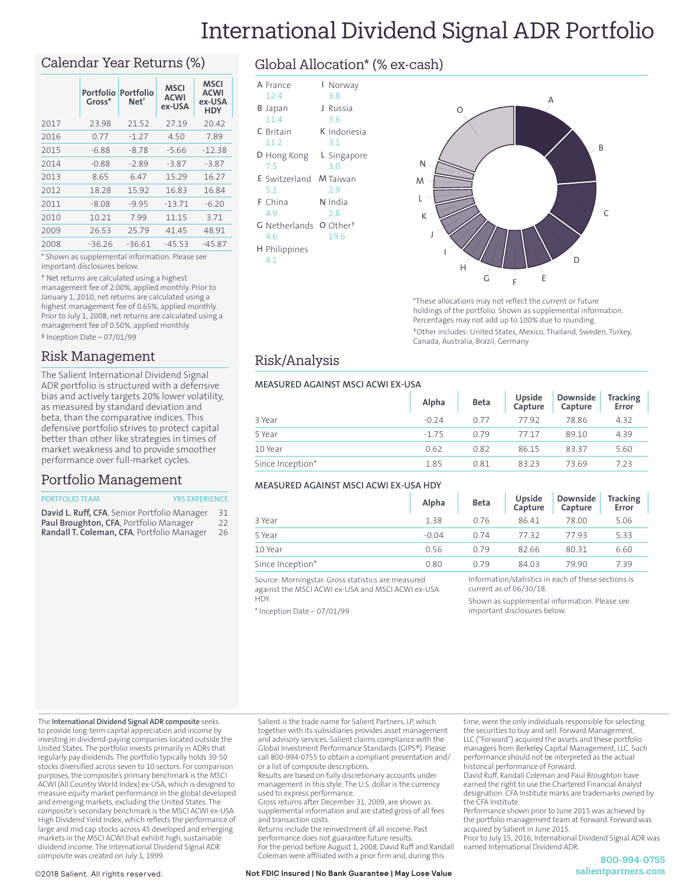# International Dividend Signal ADR Portfolio

## Calendar Year Returns (%)

| | Portfolio Gross* | Portfolio Net† | MSCI ACWI ex-USA | MSCI ACWI ex-USA HDY |
|---|---|---|---|---|
| 2017 | 23.98 | 21.52 | 27.19 | 20.42 |
| 2016 | 0.77 | -1.27 | 4.50 | 7.89 |
| 2015 | -6.88 | -8.78 | -5.66 | -12.38 |
| 2014 | -0.88 | -2.89 | -3.87 | -3.87 |
| 2013 | 8.65 | 6.47 | 15.29 | 16.27 |
| 2012 | 18.28 | 15.92 | 16.83 | 16.84 |
| 2011 | -8.08 | -9.95 | -13.71 | -6.20 |
| 2010 | 10.21 | 7.99 | 11.15 | 3.71 |
| 2009 | 26.53 | 25.79 | 41.45 | 48.91 |
| 2008 | -36.26 | -36.61 | -45.53 | -45.87 |

\* Shown as supplemental information. Please see important disclosures below.

† Net returns are calculated using a highest management fee of 2.00%, applied monthly. Prior to January 1, 2010, net returns are calculated using a highest management fee of 0.65%, applied monthly. Prior to July 1, 2008, net returns are calculated using a management fee of 0.50%, applied monthly.

‡ Inception Date – 07/01/99

## Risk Management

The Salient International Dividend Signal ADR portfolio is structured with a defensive bias and actively targets 20% lower volatility, as measured by standard deviation and beta, than the comparative indices. This defensive portfolio strives to protect capital better than other like strategies in times of market weakness and to provide smoother performance over full-market cycles.

## Portfolio Management

| PORTFOLIO TEAM | YRS EXPERIENCE |
|---|---|
| **David L. Ruff, CFA**, Senior Portfolio Manager | 31 |
| **Paul Broughton, CFA**, Portfolio Manager | 22 |
| **Randall T. Coleman, CFA**, Portfolio Manager | 26 |

## Global Allocation* (% ex-cash)

A France 12.4
B Japan 11.4
C Britain 11.2
D Hong Kong 7.5
E Switzerland 5.1
F China 4.9
G Netherlands 4.6
H Philippines 4.1
I Norway 3.8
J Russia 3.6
K Indonesia 3.1
L Singapore 3.0
M Taiwan 2.9
N India 2.8
O Other† 19.6

*These allocations may not reflect the current or future holdings of the portfolio. Shown as supplemental information. Percentages may not add up to 100% due to rounding.

†Other includes: United States, Mexico, Thailand, Sweden, Turkey, Canada, Australia, Brazil, Germany

## Risk/Analysis

### MEASURED AGAINST MSCI ACWI EX-USA

| | Alpha | Beta | Upside Capture | Downside Capture | Tracking Error |
|---|---|---|---|---|---|
| 3 Year | -0.24 | 0.77 | 77.92 | 78.86 | 4.32 |
| 5 Year | -1.75 | 0.79 | 77.17 | 89.10 | 4.39 |
| 10 Year | 0.62 | 0.82 | 86.15 | 83.37 | 5.60 |
| Since Inception* | 1.85 | 0.81 | 83.23 | 73.69 | 7.23 |

### MEASURED AGAINST MSCI ACWI EX-USA HDY

| | Alpha | Beta | Upside Capture | Downside Capture | Tracking Error |
|---|---|---|---|---|---|
| 3 Year | 1.38 | 0.76 | 86.41 | 78.00 | 5.06 |
| 5 Year | -0.04 | 0.74 | 77.32 | 77.93 | 5.33 |
| 10 Year | 0.56 | 0.79 | 82.66 | 80.31 | 6.60 |
| Since Inception* | 0.80 | 0.79 | 84.03 | 79.90 | 7.39 |

Source: Morningstar. Gross statistics are measured against the MSCI ACWI ex-USA and MSCI ACWI ex-USA HDY.

\* Inception Date – 07/01/99

Information/statistics in each of these sections is current as of 06/30/18.

Shown as supplemental information. Please see important disclosures below.

The **International Dividend Signal ADR composite** seeks to provide long-term capital appreciation and income by investing in dividend-paying companies located outside the United States. The portfolio invests primarily in ADRs that regularly pay dividends. The portfolio typically holds 30-50 stocks diversified across seven to 10 sectors. For comparison purposes, the composite's primary benchmark is the MSCI ACWI (All Country World Index) ex-USA, which is designed to measure equity market performance in the global developed and emerging markets, excluding the United States. The composite's secondary benchmark is the MSCI ACWI ex-USA High Dividend Yield Index, which reflects the performance of large and mid cap stocks across 45 developed and emerging markets in the MSCI ACWI that exhibit high, sustainable dividend income. The International Dividend Signal ADR composite was created on July 1, 1999.

Salient is the trade name for Salient Partners, LP, which together with its subsidiaries provides asset management and advisory services. Salient claims compliance with the Global Investment Performance Standards (GIPS®). Please call 800-994-0755 to obtain a compliant presentation and/or a list of composite descriptions.

Results are based on fully discretionary accounts under management in this style. The U.S. dollar is the currency used to express performance.

Gross returns after December 31, 2009, are shown as supplemental information and are stated gross of all fees and transaction costs.

Returns include the reinvestment of all income. Past performance does not guarantee future results.

For the period before August 1, 2008, David Ruff and Randall Coleman were affiliated with a prior firm and, during this time, were the only individuals responsible for selecting the securities to buy and sell. Forward Management, LLC ("Forward") acquired the assets and these portfolio managers from Berkeley Capital Management, LLC. Such performance should not be interpreted as the actual historical performance of Forward.

David Ruff, Randall Coleman and Paul Broughton have earned the right to use the Chartered Financial Analyst designation. CFA Institute marks are trademarks owned by the CFA Institute.

Performance shown prior to June 2015 was achieved by the portfolio management team at Forward. Forward was acquired by Salient in June 2015.

Prior to July 15, 2016, International Dividend Signal ADR was named International Dividend ADR.

800-994-0755
salientpartners.com

©2018 Salient. All rights reserved.

**Not FDIC Insured | No Bank Guarantee | May Lose Value**